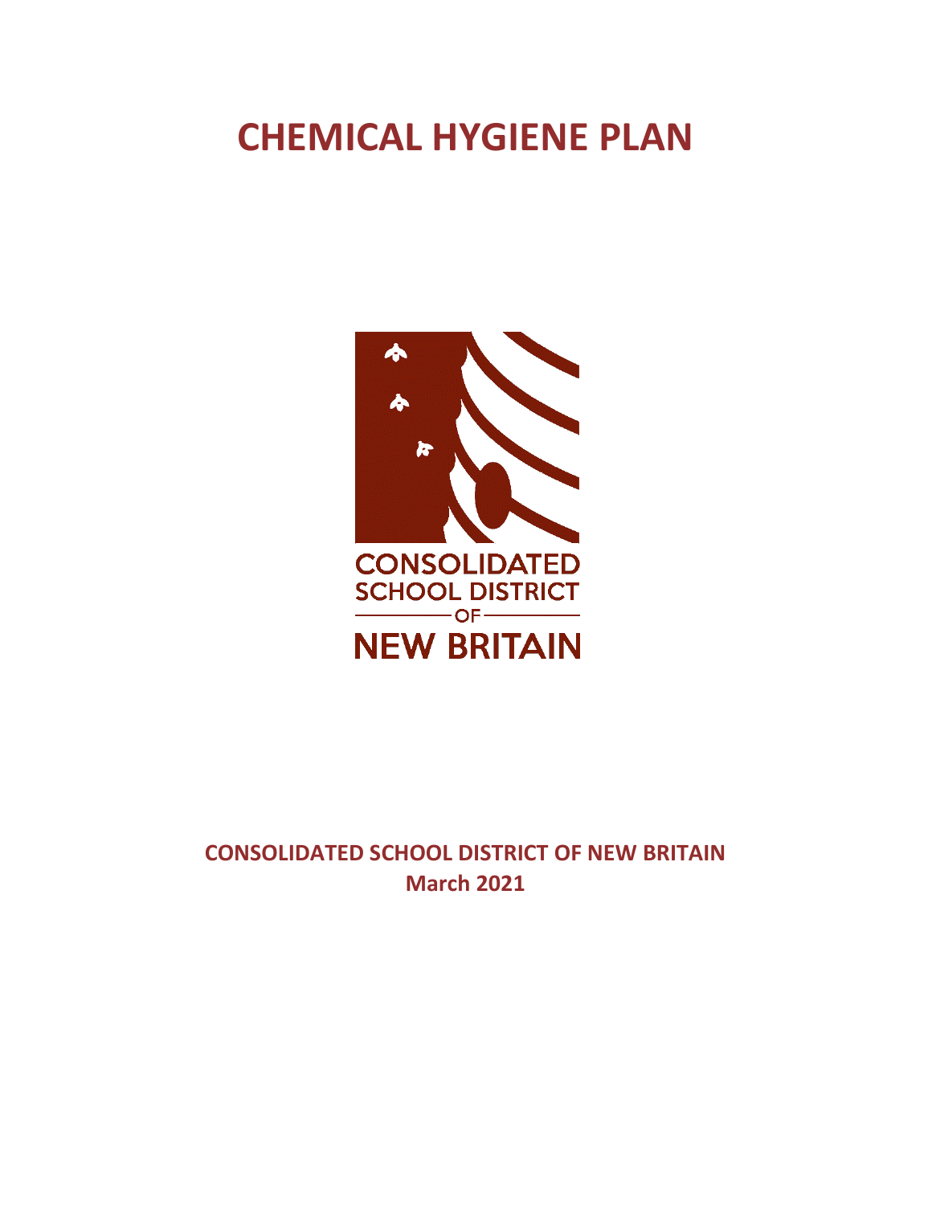# CHEMICAL HYGIENE PLAN

CONSOLIDATED SCHOOL DISTRICT OF NEW BRITAIN

**CONSOLIDATED SCHOOL DISTRICT OF NEW BRITAIN**
**March 2021**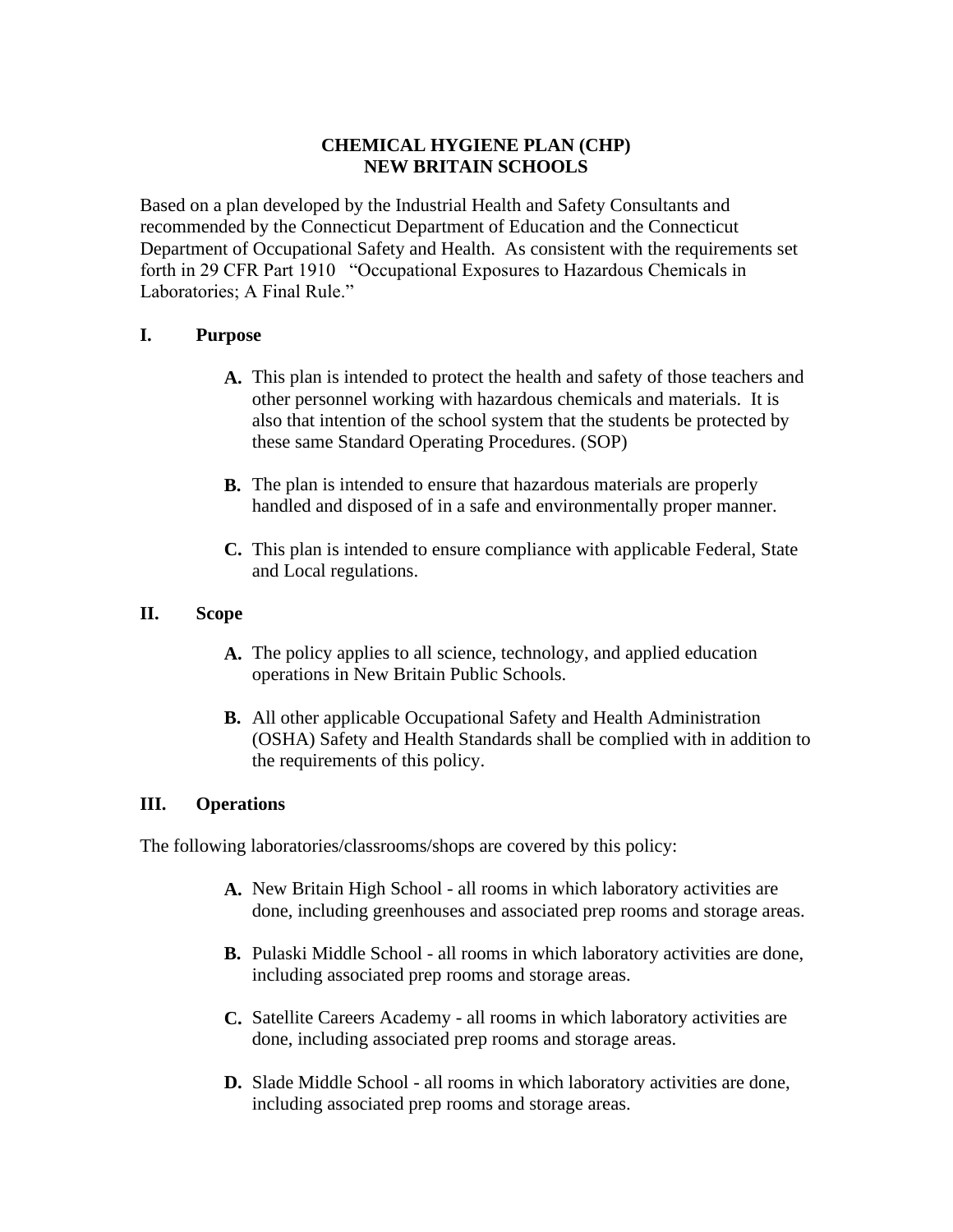# CHEMICAL HYGIENE PLAN (CHP)
# NEW BRITAIN SCHOOLS

Based on a plan developed by the Industrial Health and Safety Consultants and recommended by the Connecticut Department of Education and the Connecticut Department of Occupational Safety and Health. As consistent with the requirements set forth in 29 CFR Part 1910 "Occupational Exposures to Hazardous Chemicals in Laboratories; A Final Rule."

## I. Purpose

**A.** This plan is intended to protect the health and safety of those teachers and other personnel working with hazardous chemicals and materials. It is also that intention of the school system that the students be protected by these same Standard Operating Procedures. (SOP)

**B.** The plan is intended to ensure that hazardous materials are properly handled and disposed of in a safe and environmentally proper manner.

**C.** This plan is intended to ensure compliance with applicable Federal, State and Local regulations.

## II. Scope

**A.** The policy applies to all science, technology, and applied education operations in New Britain Public Schools.

**B.** All other applicable Occupational Safety and Health Administration (OSHA) Safety and Health Standards shall be complied with in addition to the requirements of this policy.

## III. Operations

The following laboratories/classrooms/shops are covered by this policy:

**A.** New Britain High School - all rooms in which laboratory activities are done, including greenhouses and associated prep rooms and storage areas.

**B.** Pulaski Middle School - all rooms in which laboratory activities are done, including associated prep rooms and storage areas.

**C.** Satellite Careers Academy - all rooms in which laboratory activities are done, including associated prep rooms and storage areas.

**D.** Slade Middle School - all rooms in which laboratory activities are done, including associated prep rooms and storage areas.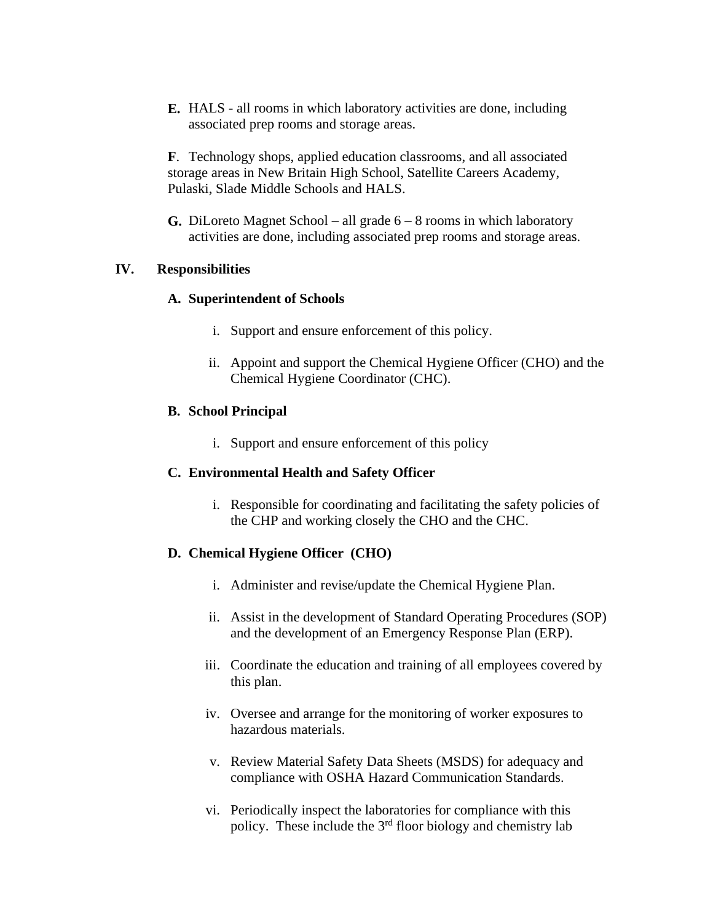**E.** HALS - all rooms in which laboratory activities are done, including associated prep rooms and storage areas.

**F**. Technology shops, applied education classrooms, and all associated storage areas in New Britain High School, Satellite Careers Academy, Pulaski, Slade Middle Schools and HALS.

**G.** DiLoreto Magnet School – all grade 6 – 8 rooms in which laboratory activities are done, including associated prep rooms and storage areas.

## IV. Responsibilities

### A. Superintendent of Schools

i. Support and ensure enforcement of this policy.

ii. Appoint and support the Chemical Hygiene Officer (CHO) and the Chemical Hygiene Coordinator (CHC).

### B. School Principal

i. Support and ensure enforcement of this policy

### C. Environmental Health and Safety Officer

i. Responsible for coordinating and facilitating the safety policies of the CHP and working closely the CHO and the CHC.

### D. Chemical Hygiene Officer (CHO)

i. Administer and revise/update the Chemical Hygiene Plan.

ii. Assist in the development of Standard Operating Procedures (SOP) and the development of an Emergency Response Plan (ERP).

iii. Coordinate the education and training of all employees covered by this plan.

iv. Oversee and arrange for the monitoring of worker exposures to hazardous materials.

v. Review Material Safety Data Sheets (MSDS) for adequacy and compliance with OSHA Hazard Communication Standards.

vi. Periodically inspect the laboratories for compliance with this policy. These include the 3rd floor biology and chemistry lab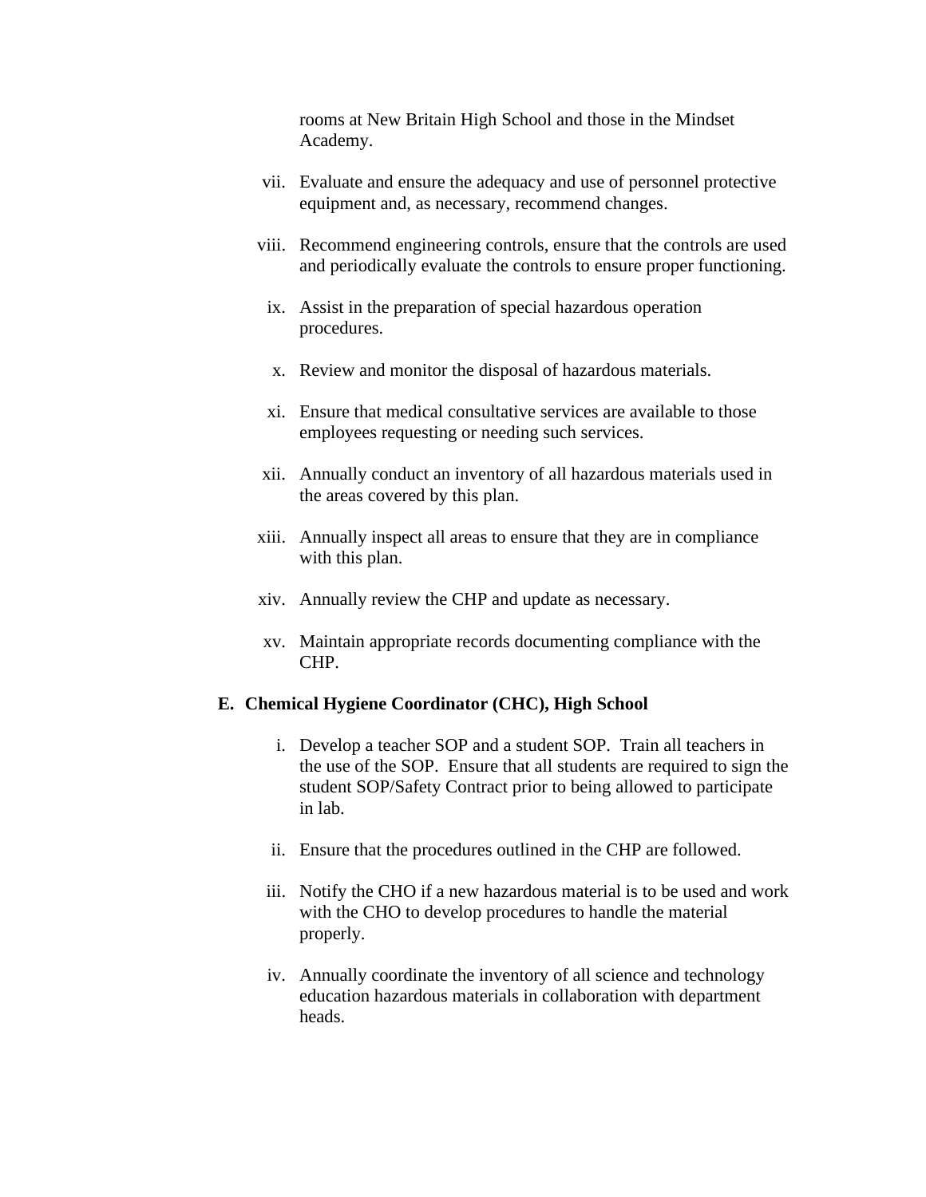rooms at New Britain High School and those in the Mindset Academy.

vii. Evaluate and ensure the adequacy and use of personnel protective equipment and, as necessary, recommend changes.

viii. Recommend engineering controls, ensure that the controls are used and periodically evaluate the controls to ensure proper functioning.

ix. Assist in the preparation of special hazardous operation procedures.

x. Review and monitor the disposal of hazardous materials.

xi. Ensure that medical consultative services are available to those employees requesting or needing such services.

xii. Annually conduct an inventory of all hazardous materials used in the areas covered by this plan.

xiii. Annually inspect all areas to ensure that they are in compliance with this plan.

xiv. Annually review the CHP and update as necessary.

xv. Maintain appropriate records documenting compliance with the CHP.

**E. Chemical Hygiene Coordinator (CHC), High School**

i. Develop a teacher SOP and a student SOP. Train all teachers in the use of the SOP. Ensure that all students are required to sign the student SOP/Safety Contract prior to being allowed to participate in lab.

ii. Ensure that the procedures outlined in the CHP are followed.

iii. Notify the CHO if a new hazardous material is to be used and work with the CHO to develop procedures to handle the material properly.

iv. Annually coordinate the inventory of all science and technology education hazardous materials in collaboration with department heads.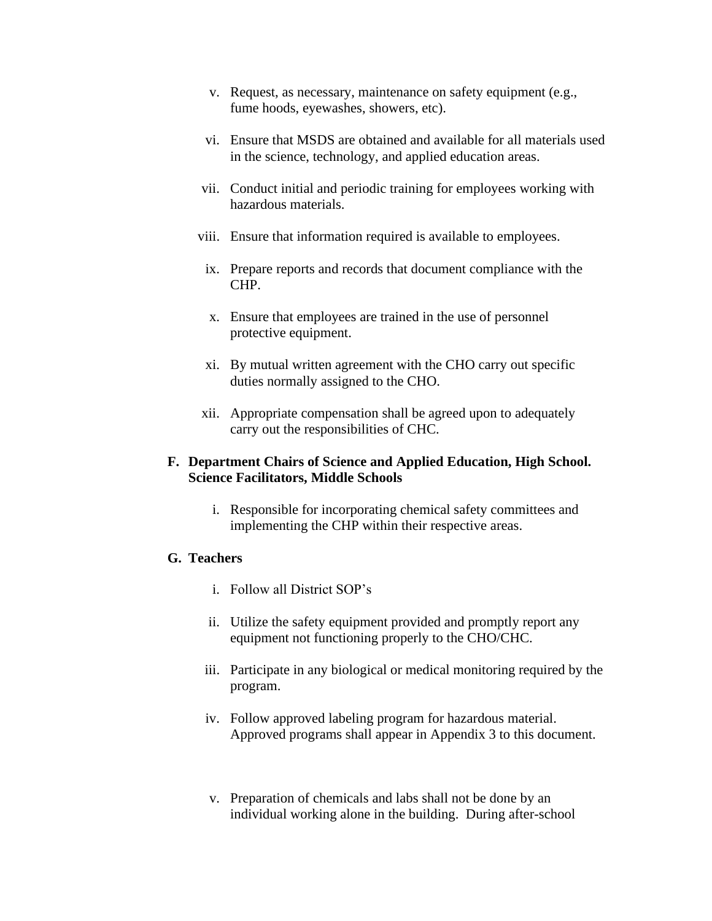v. Request, as necessary, maintenance on safety equipment (e.g., fume hoods, eyewashes, showers, etc).

vi. Ensure that MSDS are obtained and available for all materials used in the science, technology, and applied education areas.

vii. Conduct initial and periodic training for employees working with hazardous materials.

viii. Ensure that information required is available to employees.

ix. Prepare reports and records that document compliance with the CHP.

x. Ensure that employees are trained in the use of personnel protective equipment.

xi. By mutual written agreement with the CHO carry out specific duties normally assigned to the CHO.

xii. Appropriate compensation shall be agreed upon to adequately carry out the responsibilities of CHC.

**F. Department Chairs of Science and Applied Education, High School. Science Facilitators, Middle Schools**

i. Responsible for incorporating chemical safety committees and implementing the CHP within their respective areas.

**G. Teachers**

i. Follow all District SOP's

ii. Utilize the safety equipment provided and promptly report any equipment not functioning properly to the CHO/CHC.

iii. Participate in any biological or medical monitoring required by the program.

iv. Follow approved labeling program for hazardous material. Approved programs shall appear in Appendix 3 to this document.

v. Preparation of chemicals and labs shall not be done by an individual working alone in the building. During after-school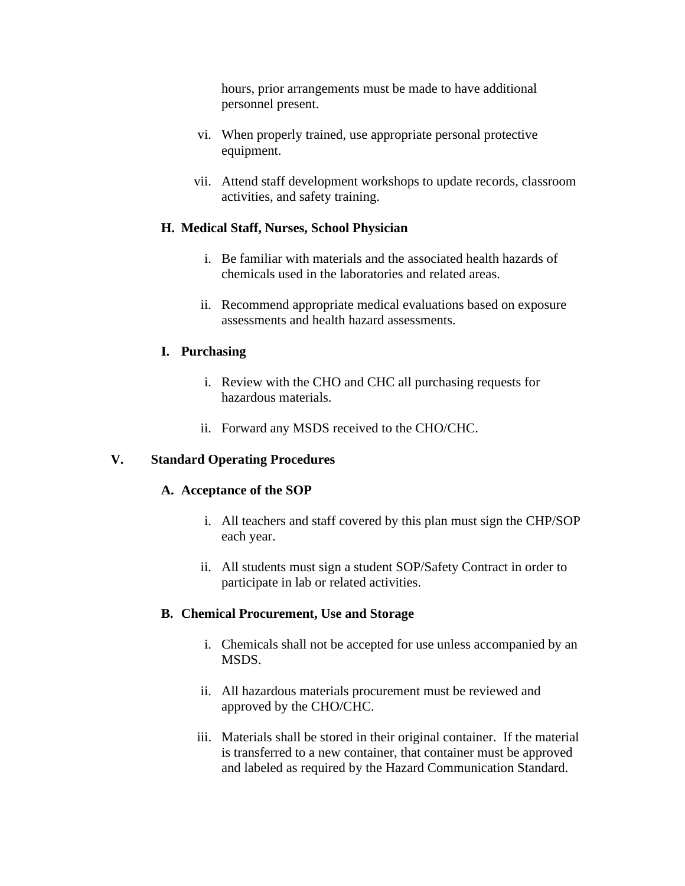hours, prior arrangements must be made to have additional personnel present.

vi. When properly trained, use appropriate personal protective equipment.

vii. Attend staff development workshops to update records, classroom activities, and safety training.

**H. Medical Staff, Nurses, School Physician**

i. Be familiar with materials and the associated health hazards of chemicals used in the laboratories and related areas.

ii. Recommend appropriate medical evaluations based on exposure assessments and health hazard assessments.

**I. Purchasing**

i. Review with the CHO and CHC all purchasing requests for hazardous materials.

ii. Forward any MSDS received to the CHO/CHC.

## V. Standard Operating Procedures

**A. Acceptance of the SOP**

i. All teachers and staff covered by this plan must sign the CHP/SOP each year.

ii. All students must sign a student SOP/Safety Contract in order to participate in lab or related activities.

**B. Chemical Procurement, Use and Storage**

i. Chemicals shall not be accepted for use unless accompanied by an MSDS.

ii. All hazardous materials procurement must be reviewed and approved by the CHO/CHC.

iii. Materials shall be stored in their original container. If the material is transferred to a new container, that container must be approved and labeled as required by the Hazard Communication Standard.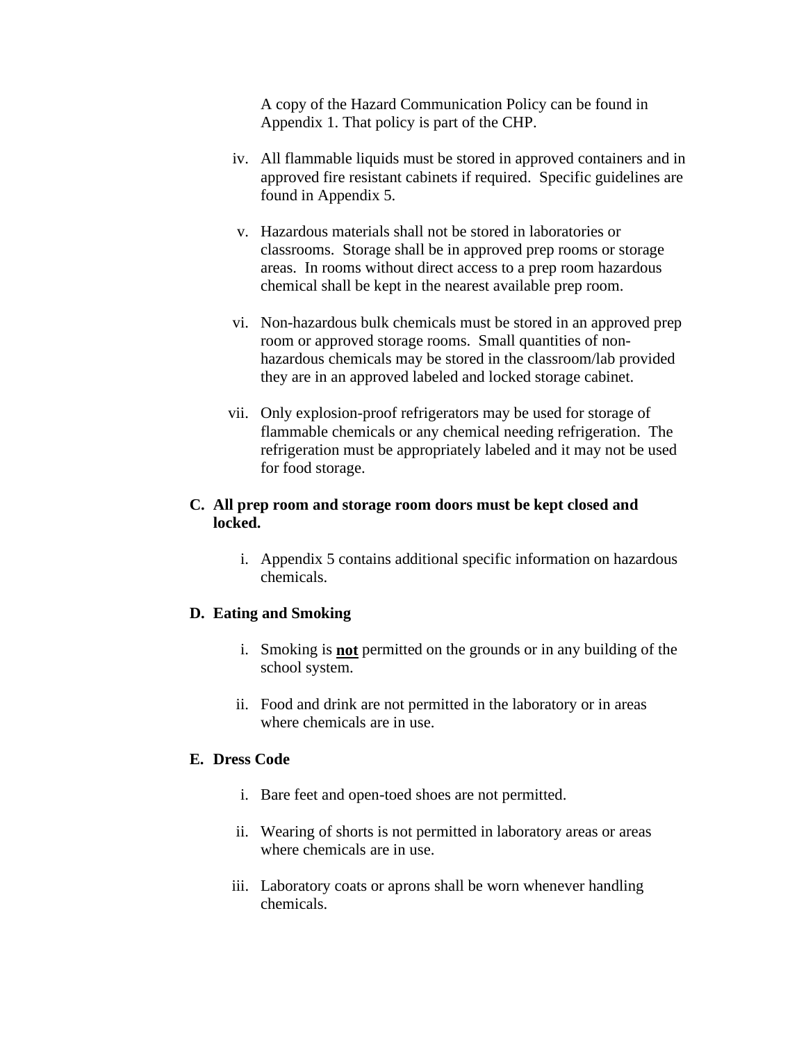A copy of the Hazard Communication Policy can be found in Appendix 1. That policy is part of the CHP.

iv. All flammable liquids must be stored in approved containers and in approved fire resistant cabinets if required. Specific guidelines are found in Appendix 5.

v. Hazardous materials shall not be stored in laboratories or classrooms. Storage shall be in approved prep rooms or storage areas. In rooms without direct access to a prep room hazardous chemical shall be kept in the nearest available prep room.

vi. Non-hazardous bulk chemicals must be stored in an approved prep room or approved storage rooms. Small quantities of non-hazardous chemicals may be stored in the classroom/lab provided they are in an approved labeled and locked storage cabinet.

vii. Only explosion-proof refrigerators may be used for storage of flammable chemicals or any chemical needing refrigeration. The refrigeration must be appropriately labeled and it may not be used for food storage.

**C. All prep room and storage room doors must be kept closed and locked.**

i. Appendix 5 contains additional specific information on hazardous chemicals.

**D. Eating and Smoking**

i. Smoking is **<u>not</u>** permitted on the grounds or in any building of the school system.

ii. Food and drink are not permitted in the laboratory or in areas where chemicals are in use.

**E. Dress Code**

i. Bare feet and open-toed shoes are not permitted.

ii. Wearing of shorts is not permitted in laboratory areas or areas where chemicals are in use.

iii. Laboratory coats or aprons shall be worn whenever handling chemicals.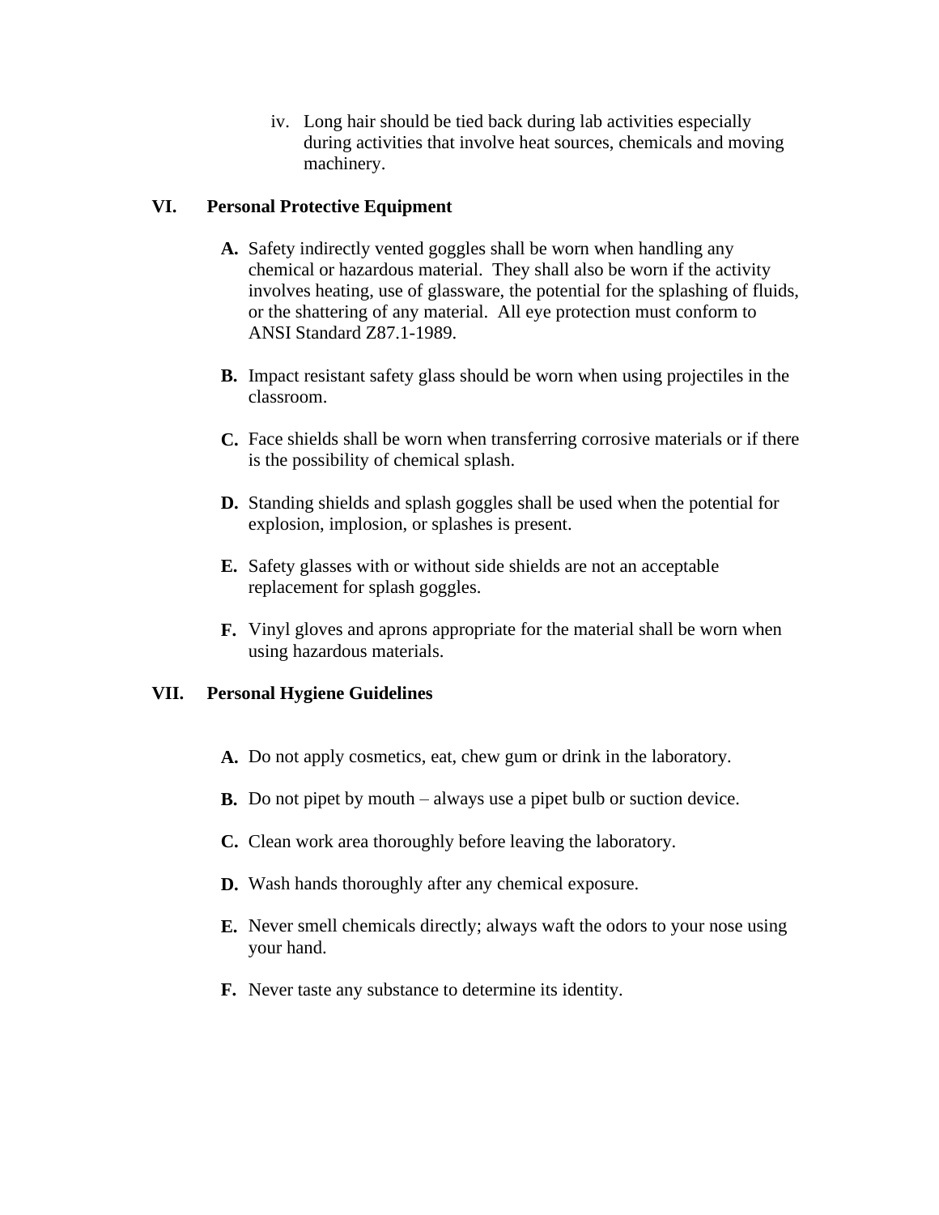iv. Long hair should be tied back during lab activities especially during activities that involve heat sources, chemicals and moving machinery.

## VI. Personal Protective Equipment

**A.** Safety indirectly vented goggles shall be worn when handling any chemical or hazardous material. They shall also be worn if the activity involves heating, use of glassware, the potential for the splashing of fluids, or the shattering of any material. All eye protection must conform to ANSI Standard Z87.1-1989.

**B.** Impact resistant safety glass should be worn when using projectiles in the classroom.

**C.** Face shields shall be worn when transferring corrosive materials or if there is the possibility of chemical splash.

**D.** Standing shields and splash goggles shall be used when the potential for explosion, implosion, or splashes is present.

**E.** Safety glasses with or without side shields are not an acceptable replacement for splash goggles.

**F.** Vinyl gloves and aprons appropriate for the material shall be worn when using hazardous materials.

## VII. Personal Hygiene Guidelines

**A.** Do not apply cosmetics, eat, chew gum or drink in the laboratory.

**B.** Do not pipet by mouth – always use a pipet bulb or suction device.

**C.** Clean work area thoroughly before leaving the laboratory.

**D.** Wash hands thoroughly after any chemical exposure.

**E.** Never smell chemicals directly; always waft the odors to your nose using your hand.

**F.** Never taste any substance to determine its identity.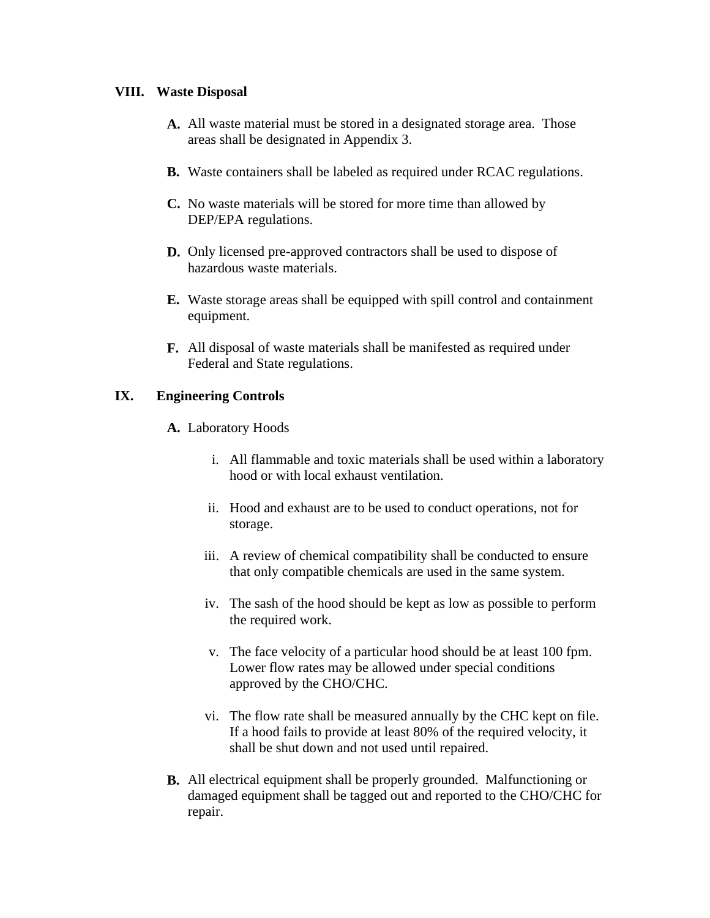## VIII. Waste Disposal

**A.** All waste material must be stored in a designated storage area. Those areas shall be designated in Appendix 3.

**B.** Waste containers shall be labeled as required under RCAC regulations.

**C.** No waste materials will be stored for more time than allowed by DEP/EPA regulations.

**D.** Only licensed pre-approved contractors shall be used to dispose of hazardous waste materials.

**E.** Waste storage areas shall be equipped with spill control and containment equipment.

**F.** All disposal of waste materials shall be manifested as required under Federal and State regulations.

## IX. Engineering Controls

**A.** Laboratory Hoods

i. All flammable and toxic materials shall be used within a laboratory hood or with local exhaust ventilation.

ii. Hood and exhaust are to be used to conduct operations, not for storage.

iii. A review of chemical compatibility shall be conducted to ensure that only compatible chemicals are used in the same system.

iv. The sash of the hood should be kept as low as possible to perform the required work.

v. The face velocity of a particular hood should be at least 100 fpm. Lower flow rates may be allowed under special conditions approved by the CHO/CHC.

vi. The flow rate shall be measured annually by the CHC kept on file. If a hood fails to provide at least 80% of the required velocity, it shall be shut down and not used until repaired.

**B.** All electrical equipment shall be properly grounded. Malfunctioning or damaged equipment shall be tagged out and reported to the CHO/CHC for repair.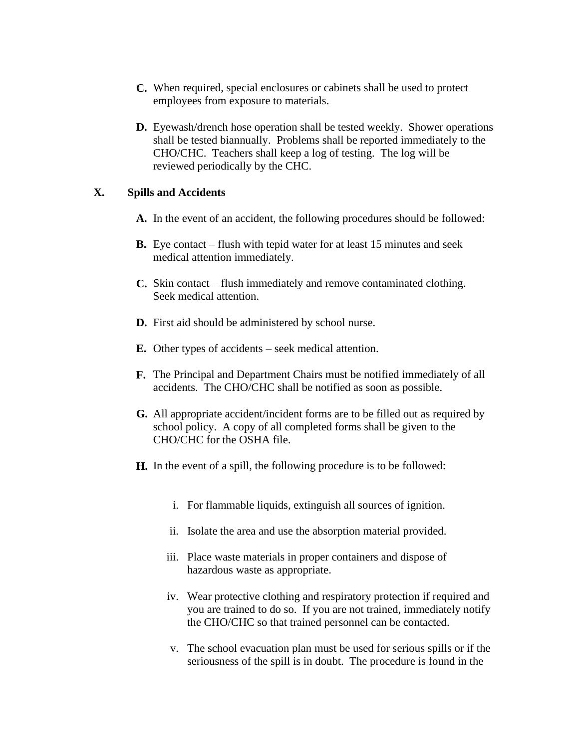**C.** When required, special enclosures or cabinets shall be used to protect employees from exposure to materials.

**D.** Eyewash/drench hose operation shall be tested weekly. Shower operations shall be tested biannually. Problems shall be reported immediately to the CHO/CHC. Teachers shall keep a log of testing. The log will be reviewed periodically by the CHC.

## X. Spills and Accidents

**A.** In the event of an accident, the following procedures should be followed:

**B.** Eye contact – flush with tepid water for at least 15 minutes and seek medical attention immediately.

**C.** Skin contact – flush immediately and remove contaminated clothing. Seek medical attention.

**D.** First aid should be administered by school nurse.

**E.** Other types of accidents – seek medical attention.

**F.** The Principal and Department Chairs must be notified immediately of all accidents. The CHO/CHC shall be notified as soon as possible.

**G.** All appropriate accident/incident forms are to be filled out as required by school policy. A copy of all completed forms shall be given to the CHO/CHC for the OSHA file.

**H.** In the event of a spill, the following procedure is to be followed:

- i. For flammable liquids, extinguish all sources of ignition.
- ii. Isolate the area and use the absorption material provided.
- iii. Place waste materials in proper containers and dispose of hazardous waste as appropriate.
- iv. Wear protective clothing and respiratory protection if required and you are trained to do so. If you are not trained, immediately notify the CHO/CHC so that trained personnel can be contacted.
- v. The school evacuation plan must be used for serious spills or if the seriousness of the spill is in doubt. The procedure is found in the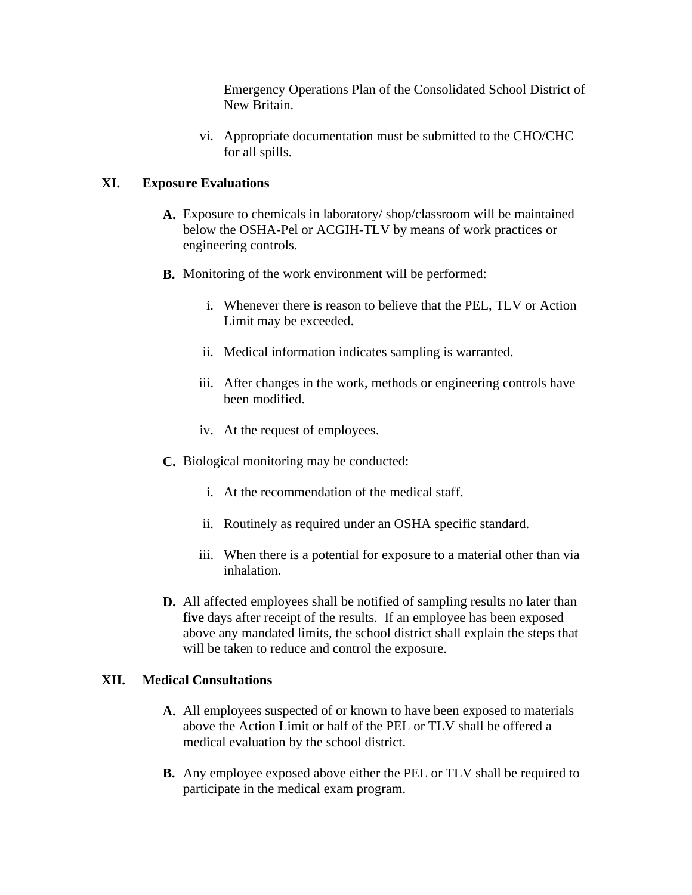Emergency Operations Plan of the Consolidated School District of New Britain.

vi. Appropriate documentation must be submitted to the CHO/CHC for all spills.

## XI. Exposure Evaluations

**A.** Exposure to chemicals in laboratory/ shop/classroom will be maintained below the OSHA-Pel or ACGIH-TLV by means of work practices or engineering controls.

**B.** Monitoring of the work environment will be performed:

i. Whenever there is reason to believe that the PEL, TLV or Action Limit may be exceeded.

ii. Medical information indicates sampling is warranted.

iii. After changes in the work, methods or engineering controls have been modified.

iv. At the request of employees.

**C.** Biological monitoring may be conducted:

i. At the recommendation of the medical staff.

ii. Routinely as required under an OSHA specific standard.

iii. When there is a potential for exposure to a material other than via inhalation.

**D.** All affected employees shall be notified of sampling results no later than **five** days after receipt of the results. If an employee has been exposed above any mandated limits, the school district shall explain the steps that will be taken to reduce and control the exposure.

## XII. Medical Consultations

**A.** All employees suspected of or known to have been exposed to materials above the Action Limit or half of the PEL or TLV shall be offered a medical evaluation by the school district.

**B.** Any employee exposed above either the PEL or TLV shall be required to participate in the medical exam program.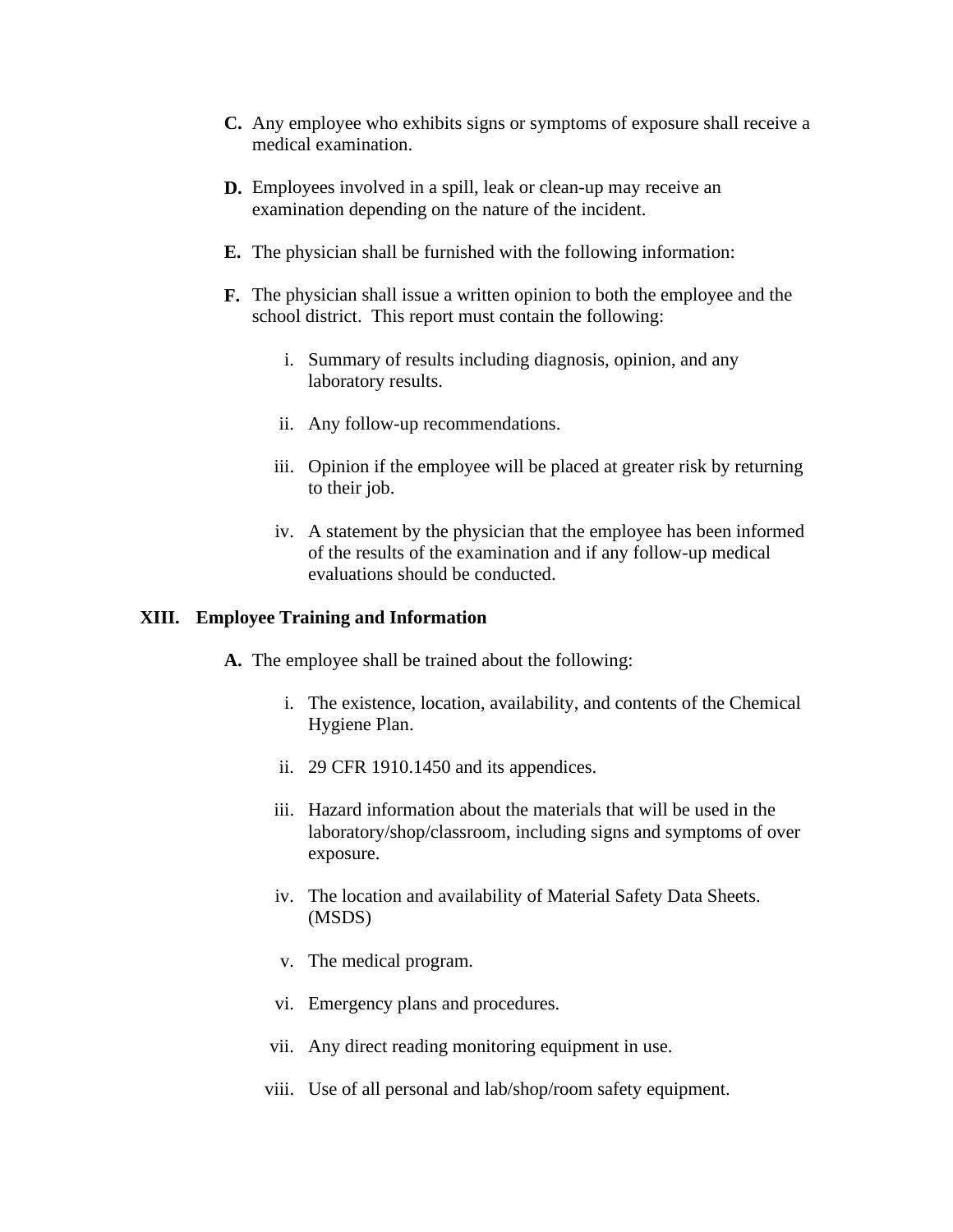**C.** Any employee who exhibits signs or symptoms of exposure shall receive a medical examination.

**D.** Employees involved in a spill, leak or clean-up may receive an examination depending on the nature of the incident.

**E.** The physician shall be furnished with the following information:

**F.** The physician shall issue a written opinion to both the employee and the school district. This report must contain the following:

  i. Summary of results including diagnosis, opinion, and any laboratory results.

  ii. Any follow-up recommendations.

  iii. Opinion if the employee will be placed at greater risk by returning to their job.

  iv. A statement by the physician that the employee has been informed of the results of the examination and if any follow-up medical evaluations should be conducted.

## XIII. Employee Training and Information

**A.** The employee shall be trained about the following:

  i. The existence, location, availability, and contents of the Chemical Hygiene Plan.

  ii. 29 CFR 1910.1450 and its appendices.

  iii. Hazard information about the materials that will be used in the laboratory/shop/classroom, including signs and symptoms of over exposure.

  iv. The location and availability of Material Safety Data Sheets. (MSDS)

  v. The medical program.

  vi. Emergency plans and procedures.

  vii. Any direct reading monitoring equipment in use.

  viii. Use of all personal and lab/shop/room safety equipment.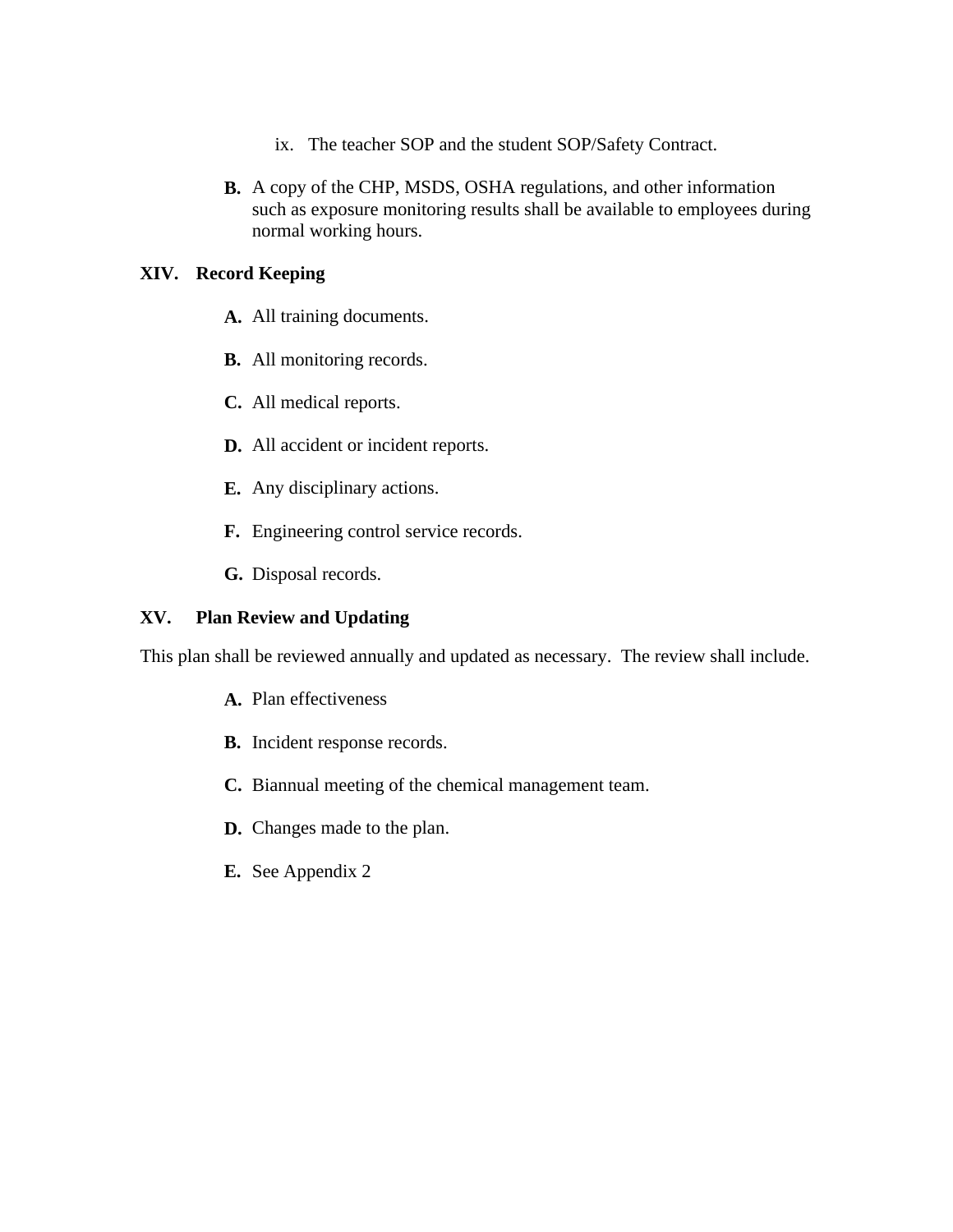ix. The teacher SOP and the student SOP/Safety Contract.

**B.** A copy of the CHP, MSDS, OSHA regulations, and other information such as exposure monitoring results shall be available to employees during normal working hours.

## XIV. Record Keeping

**A.** All training documents.

**B.** All monitoring records.

**C.** All medical reports.

**D.** All accident or incident reports.

**E.** Any disciplinary actions.

**F.** Engineering control service records.

**G.** Disposal records.

## XV. Plan Review and Updating

This plan shall be reviewed annually and updated as necessary. The review shall include.

**A.** Plan effectiveness

**B.** Incident response records.

**C.** Biannual meeting of the chemical management team.

**D.** Changes made to the plan.

**E.** See Appendix 2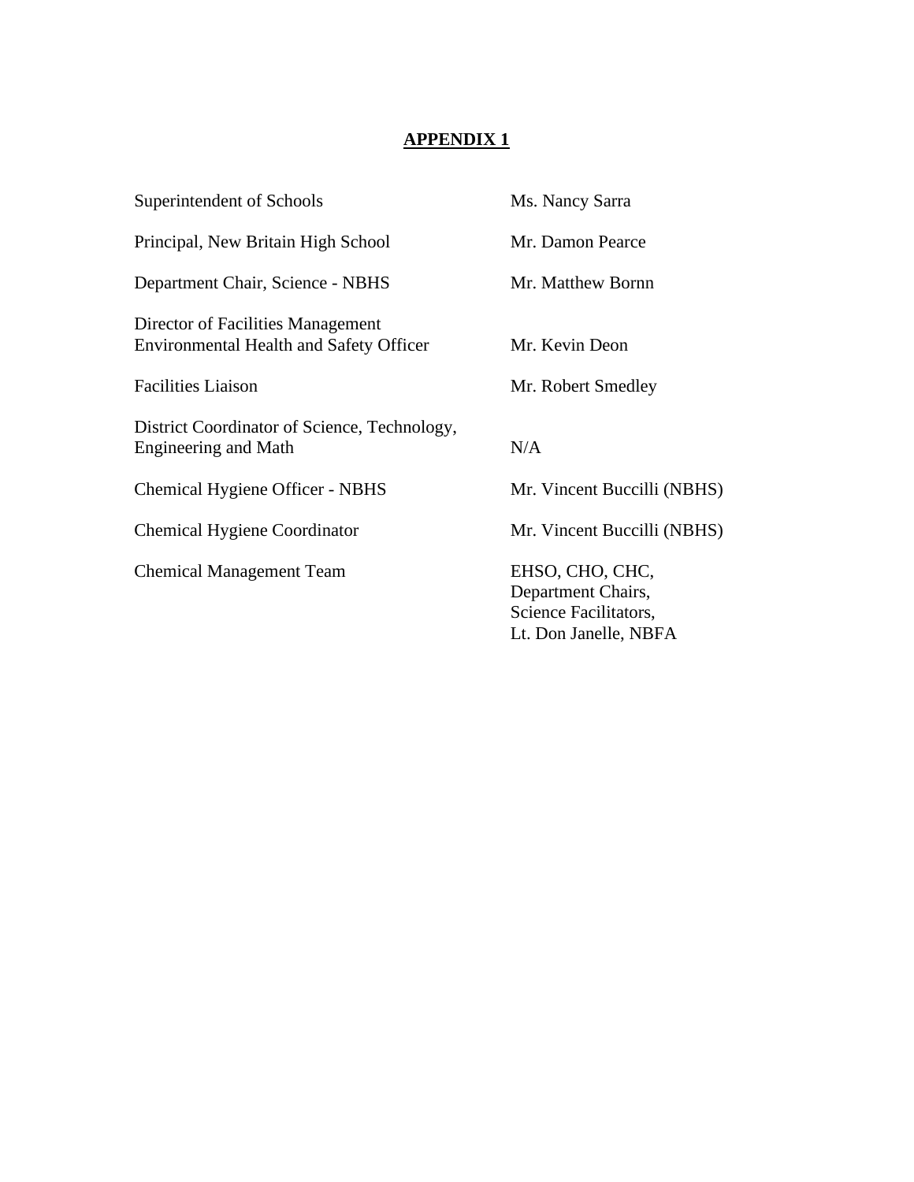## APPENDIX 1

| | |
|---|---|
| Superintendent of Schools | Ms. Nancy Sarra |
| Principal, New Britain High School | Mr. Damon Pearce |
| Department Chair, Science - NBHS | Mr. Matthew Bornn |
| Director of Facilities Management<br>Environmental Health and Safety Officer | Mr. Kevin Deon |
| Facilities Liaison | Mr. Robert Smedley |
| District Coordinator of Science, Technology, Engineering and Math | N/A |
| Chemical Hygiene Officer - NBHS | Mr. Vincent Buccilli (NBHS) |
| Chemical Hygiene Coordinator | Mr. Vincent Buccilli (NBHS) |
| Chemical Management Team | EHSO, CHO, CHC,<br>Department Chairs,<br>Science Facilitators,<br>Lt. Don Janelle, NBFA |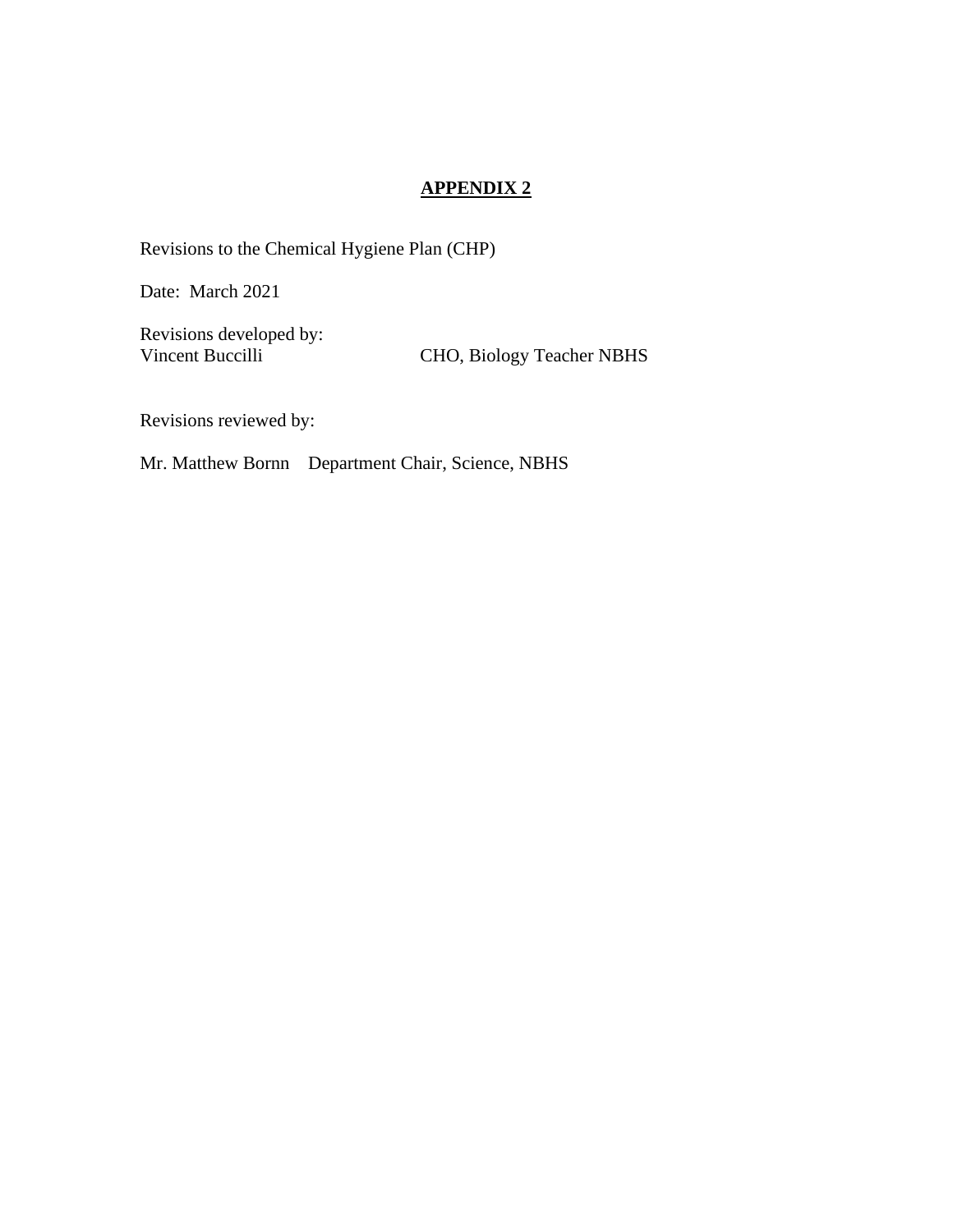# APPENDIX 2

Revisions to the Chemical Hygiene Plan (CHP)

Date: March 2021

Revisions developed by:
Vincent Buccilli CHO, Biology Teacher NBHS

Revisions reviewed by:

Mr. Matthew Bornn Department Chair, Science, NBHS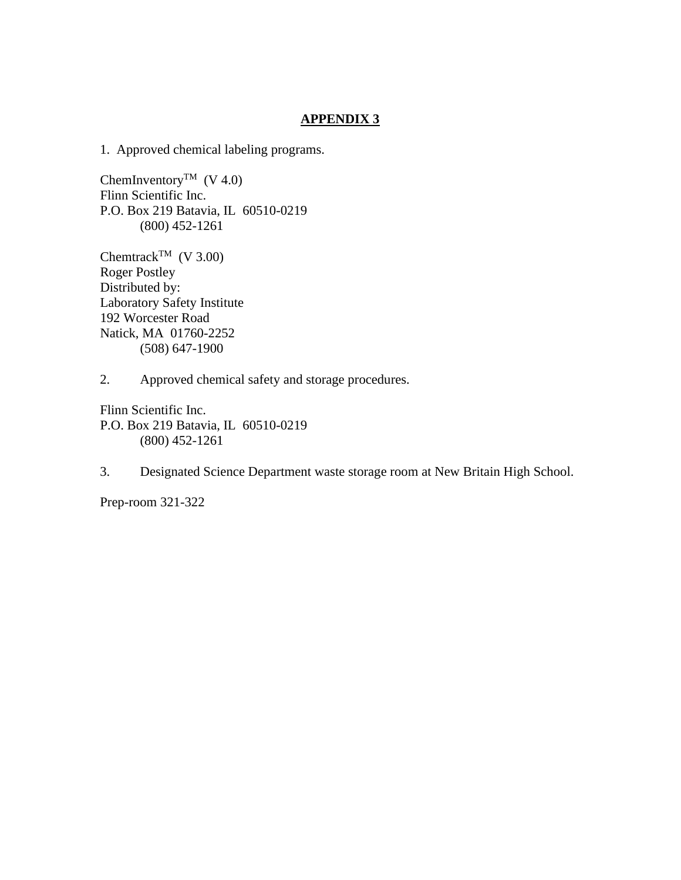# APPENDIX 3

1. Approved chemical labeling programs.

ChemInventory™ (V 4.0)
Flinn Scientific Inc.
P.O. Box 219 Batavia, IL 60510-0219
(800) 452-1261

Chemtrack™ (V 3.00)
Roger Postley
Distributed by:
Laboratory Safety Institute
192 Worcester Road
Natick, MA 01760-2252
(508) 647-1900

2. Approved chemical safety and storage procedures.

Flinn Scientific Inc.
P.O. Box 219 Batavia, IL 60510-0219
(800) 452-1261

3. Designated Science Department waste storage room at New Britain High School.

Prep-room 321-322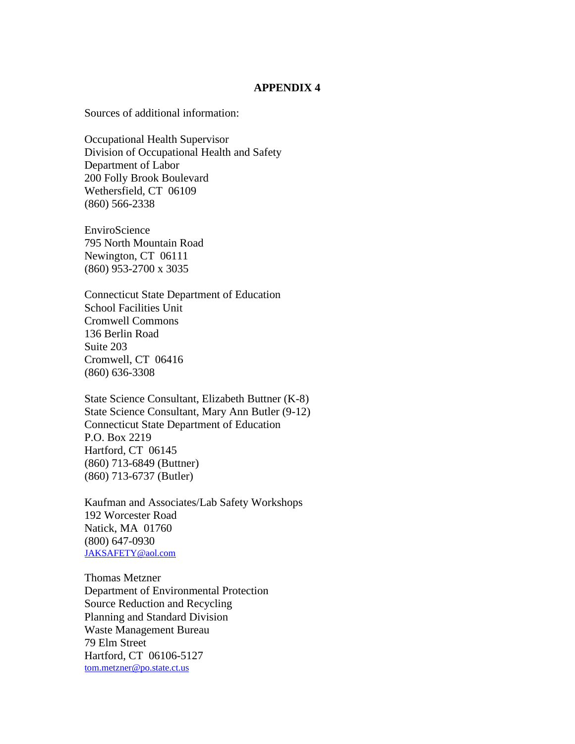# APPENDIX 4

Sources of additional information:

Occupational Health Supervisor  
Division of Occupational Health and Safety  
Department of Labor  
200 Folly Brook Boulevard  
Wethersfield, CT 06109  
(860) 566-2338

EnviroScience  
795 North Mountain Road  
Newington, CT 06111  
(860) 953-2700 x 3035

Connecticut State Department of Education  
School Facilities Unit  
Cromwell Commons  
136 Berlin Road  
Suite 203  
Cromwell, CT 06416  
(860) 636-3308

State Science Consultant, Elizabeth Buttner (K-8)  
State Science Consultant, Mary Ann Butler (9-12)  
Connecticut State Department of Education  
P.O. Box 2219  
Hartford, CT 06145  
(860) 713-6849 (Buttner)  
(860) 713-6737 (Butler)

Kaufman and Associates/Lab Safety Workshops  
192 Worcester Road  
Natick, MA 01760  
(800) 647-0930  
JAKSAFETY@aol.com

Thomas Metzner  
Department of Environmental Protection  
Source Reduction and Recycling  
Planning and Standard Division  
Waste Management Bureau  
79 Elm Street  
Hartford, CT 06106-5127  
tom.metzner@po.state.ct.us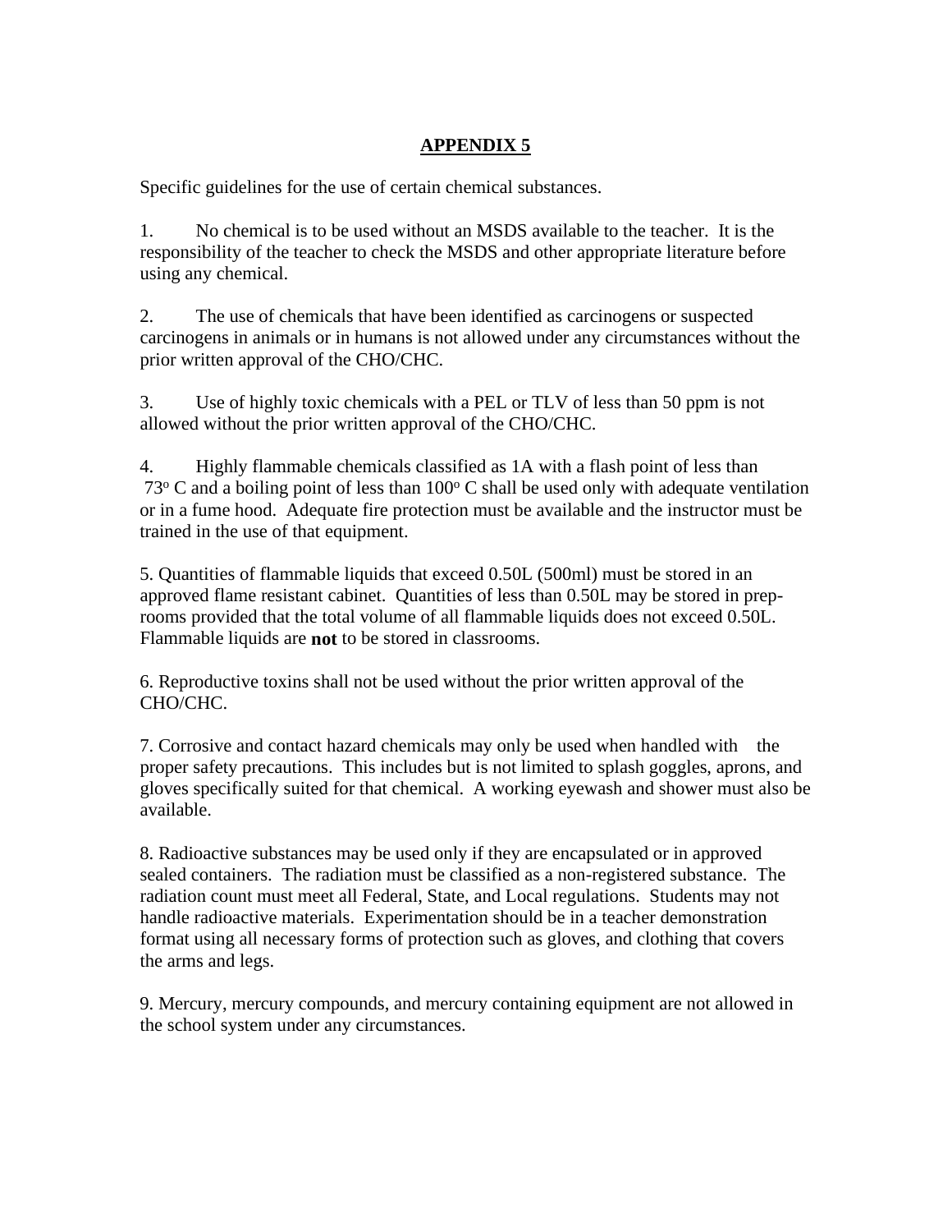# APPENDIX 5

Specific guidelines for the use of certain chemical substances.

1. No chemical is to be used without an MSDS available to the teacher. It is the responsibility of the teacher to check the MSDS and other appropriate literature before using any chemical.

2. The use of chemicals that have been identified as carcinogens or suspected carcinogens in animals or in humans is not allowed under any circumstances without the prior written approval of the CHO/CHC.

3. Use of highly toxic chemicals with a PEL or TLV of less than 50 ppm is not allowed without the prior written approval of the CHO/CHC.

4. Highly flammable chemicals classified as 1A with a flash point of less than $73^{o}$ C and a boiling point of less than $100^{o}$ C shall be used only with adequate ventilation or in a fume hood. Adequate fire protection must be available and the instructor must be trained in the use of that equipment.

5. Quantities of flammable liquids that exceed 0.50L (500ml) must be stored in an approved flame resistant cabinet. Quantities of less than 0.50L may be stored in prep-rooms provided that the total volume of all flammable liquids does not exceed 0.50L. Flammable liquids are **not** to be stored in classrooms.

6. Reproductive toxins shall not be used without the prior written approval of the CHO/CHC.

7. Corrosive and contact hazard chemicals may only be used when handled with the proper safety precautions. This includes but is not limited to splash goggles, aprons, and gloves specifically suited for that chemical. A working eyewash and shower must also be available.

8. Radioactive substances may be used only if they are encapsulated or in approved sealed containers. The radiation must be classified as a non-registered substance. The radiation count must meet all Federal, State, and Local regulations. Students may not handle radioactive materials. Experimentation should be in a teacher demonstration format using all necessary forms of protection such as gloves, and clothing that covers the arms and legs.

9. Mercury, mercury compounds, and mercury containing equipment are not allowed in the school system under any circumstances.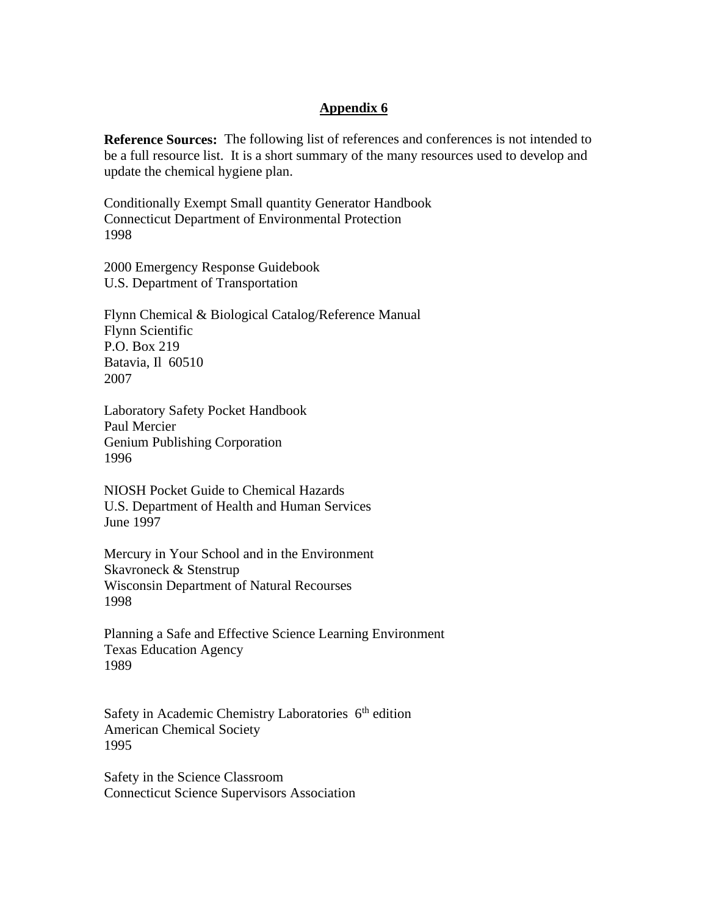## Appendix 6

**Reference Sources:** The following list of references and conferences is not intended to be a full resource list. It is a short summary of the many resources used to develop and update the chemical hygiene plan.

Conditionally Exempt Small quantity Generator Handbook  
Connecticut Department of Environmental Protection  
1998

2000 Emergency Response Guidebook  
U.S. Department of Transportation

Flynn Chemical & Biological Catalog/Reference Manual  
Flynn Scientific  
P.O. Box 219  
Batavia, Il 60510  
2007

Laboratory Safety Pocket Handbook  
Paul Mercier  
Genium Publishing Corporation  
1996

NIOSH Pocket Guide to Chemical Hazards  
U.S. Department of Health and Human Services  
June 1997

Mercury in Your School and in the Environment  
Skavroneck & Stenstrup  
Wisconsin Department of Natural Recourses  
1998

Planning a Safe and Effective Science Learning Environment  
Texas Education Agency  
1989

Safety in Academic Chemistry Laboratories 6th edition  
American Chemical Society  
1995

Safety in the Science Classroom  
Connecticut Science Supervisors Association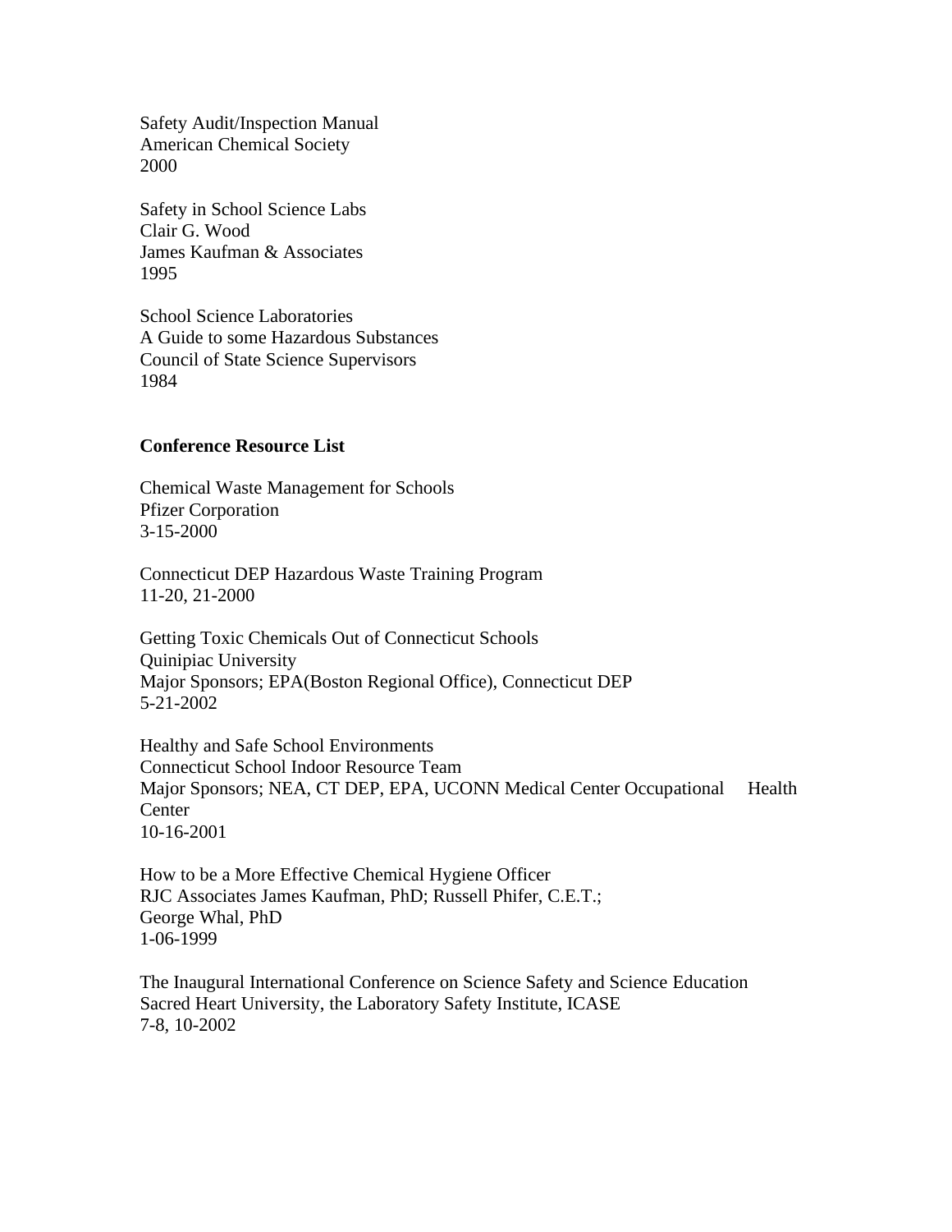Safety Audit/Inspection Manual
American Chemical Society
2000

Safety in School Science Labs
Clair G. Wood
James Kaufman & Associates
1995

School Science Laboratories
A Guide to some Hazardous Substances
Council of State Science Supervisors
1984

**Conference Resource List**

Chemical Waste Management for Schools
Pfizer Corporation
3-15-2000

Connecticut DEP Hazardous Waste Training Program
11-20, 21-2000

Getting Toxic Chemicals Out of Connecticut Schools
Quinipiac University
Major Sponsors; EPA(Boston Regional Office), Connecticut DEP
5-21-2002

Healthy and Safe School Environments
Connecticut School Indoor Resource Team
Major Sponsors; NEA, CT DEP, EPA, UCONN Medical Center Occupational Health Center
10-16-2001

How to be a More Effective Chemical Hygiene Officer
RJC Associates James Kaufman, PhD; Russell Phifer, C.E.T.;
George Whal, PhD
1-06-1999

The Inaugural International Conference on Science Safety and Science Education
Sacred Heart University, the Laboratory Safety Institute, ICASE
7-8, 10-2002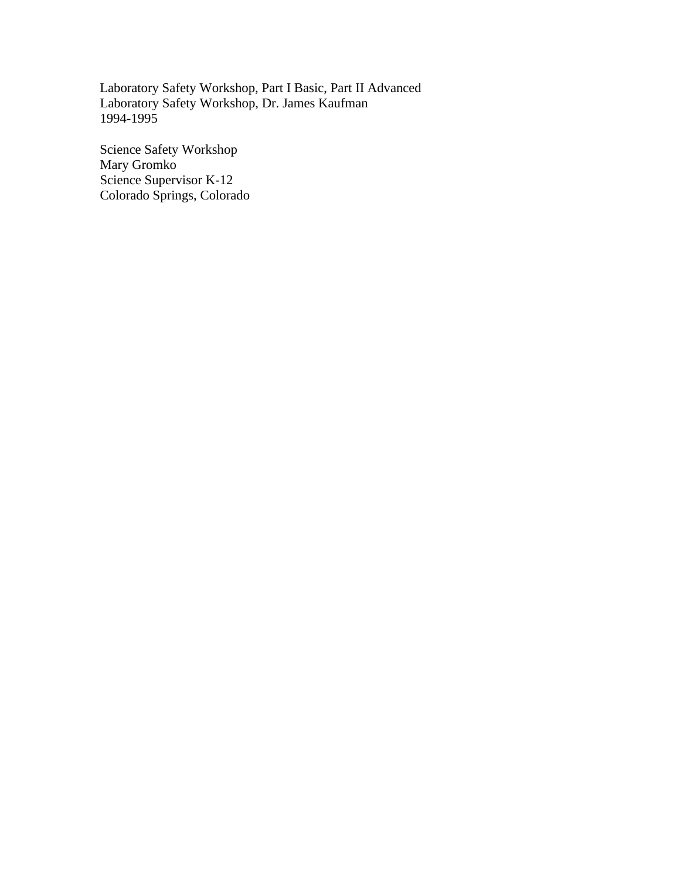Laboratory Safety Workshop, Part I Basic, Part II Advanced
Laboratory Safety Workshop, Dr. James Kaufman
1994-1995

Science Safety Workshop
Mary Gromko
Science Supervisor K-12
Colorado Springs, Colorado